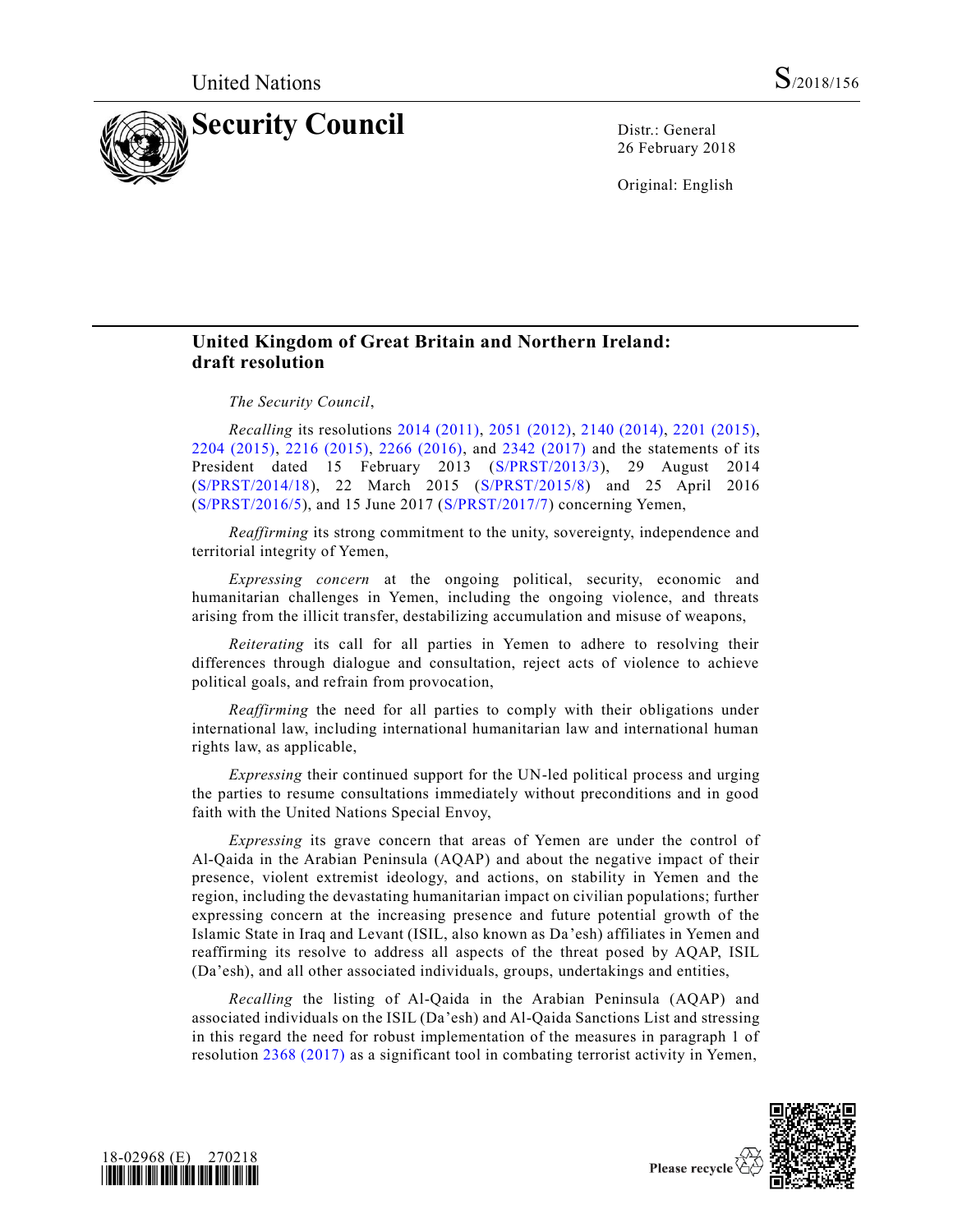United Nations

S/2018/156

# Security Council

Distr.: General
26 February 2018

Original: English

## United Kingdom of Great Britain and Northern Ireland: draft resolution

*The Security Council*,

*Recalling* its resolutions 2014 (2011), 2051 (2012), 2140 (2014), 2201 (2015), 2204 (2015), 2216 (2015), 2266 (2016), and 2342 (2017) and the statements of its President dated 15 February 2013 (S/PRST/2013/3), 29 August 2014 (S/PRST/2014/18), 22 March 2015 (S/PRST/2015/8) and 25 April 2016 (S/PRST/2016/5), and 15 June 2017 (S/PRST/2017/7) concerning Yemen,

*Reaffirming* its strong commitment to the unity, sovereignty, independence and territorial integrity of Yemen,

*Expressing concern* at the ongoing political, security, economic and humanitarian challenges in Yemen, including the ongoing violence, and threats arising from the illicit transfer, destabilizing accumulation and misuse of weapons,

*Reiterating* its call for all parties in Yemen to adhere to resolving their differences through dialogue and consultation, reject acts of violence to achieve political goals, and refrain from provocation,

*Reaffirming* the need for all parties to comply with their obligations under international law, including international humanitarian law and international human rights law, as applicable,

*Expressing* their continued support for the UN-led political process and urging the parties to resume consultations immediately without preconditions and in good faith with the United Nations Special Envoy,

*Expressing* its grave concern that areas of Yemen are under the control of Al-Qaida in the Arabian Peninsula (AQAP) and about the negative impact of their presence, violent extremist ideology, and actions, on stability in Yemen and the region, including the devastating humanitarian impact on civilian populations; further expressing concern at the increasing presence and future potential growth of the Islamic State in Iraq and Levant (ISIL, also known as Da'esh) affiliates in Yemen and reaffirming its resolve to address all aspects of the threat posed by AQAP, ISIL (Da'esh), and all other associated individuals, groups, undertakings and entities,

*Recalling* the listing of Al-Qaida in the Arabian Peninsula (AQAP) and associated individuals on the ISIL (Da'esh) and Al-Qaida Sanctions List and stressing in this regard the need for robust implementation of the measures in paragraph 1 of resolution 2368 (2017) as a significant tool in combating terrorist activity in Yemen,

18-02968 (E) 270218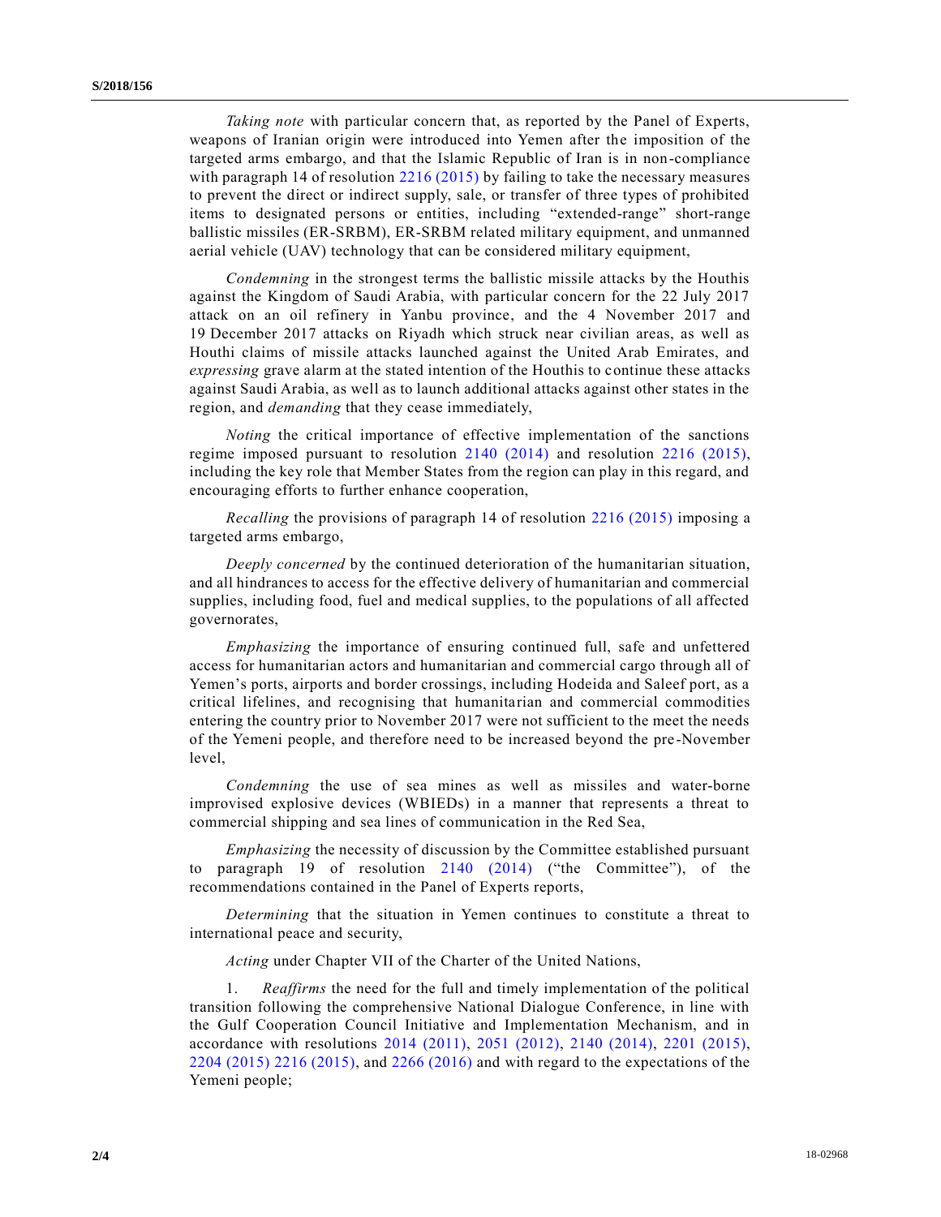*Taking note* with particular concern that, as reported by the Panel of Experts, weapons of Iranian origin were introduced into Yemen after the imposition of the targeted arms embargo, and that the Islamic Republic of Iran is in non-compliance with paragraph 14 of resolution 2216 (2015) by failing to take the necessary measures to prevent the direct or indirect supply, sale, or transfer of three types of prohibited items to designated persons or entities, including "extended-range" short-range ballistic missiles (ER-SRBM), ER-SRBM related military equipment, and unmanned aerial vehicle (UAV) technology that can be considered military equipment,

*Condemning* in the strongest terms the ballistic missile attacks by the Houthis against the Kingdom of Saudi Arabia, with particular concern for the 22 July 2017 attack on an oil refinery in Yanbu province, and the 4 November 2017 and 19 December 2017 attacks on Riyadh which struck near civilian areas, as well as Houthi claims of missile attacks launched against the United Arab Emirates, and *expressing* grave alarm at the stated intention of the Houthis to continue these attacks against Saudi Arabia, as well as to launch additional attacks against other states in the region, and *demanding* that they cease immediately,

*Noting* the critical importance of effective implementation of the sanctions regime imposed pursuant to resolution 2140 (2014) and resolution 2216 (2015), including the key role that Member States from the region can play in this regard, and encouraging efforts to further enhance cooperation,

*Recalling* the provisions of paragraph 14 of resolution 2216 (2015) imposing a targeted arms embargo,

*Deeply concerned* by the continued deterioration of the humanitarian situation, and all hindrances to access for the effective delivery of humanitarian and commercial supplies, including food, fuel and medical supplies, to the populations of all affected governorates,

*Emphasizing* the importance of ensuring continued full, safe and unfettered access for humanitarian actors and humanitarian and commercial cargo through all of Yemen's ports, airports and border crossings, including Hodeida and Saleef port, as a critical lifelines, and recognising that humanitarian and commercial commodities entering the country prior to November 2017 were not sufficient to the meet the needs of the Yemeni people, and therefore need to be increased beyond the pre-November level,

*Condemning* the use of sea mines as well as missiles and water-borne improvised explosive devices (WBIEDs) in a manner that represents a threat to commercial shipping and sea lines of communication in the Red Sea,

*Emphasizing* the necessity of discussion by the Committee established pursuant to paragraph 19 of resolution 2140 (2014) ("the Committee"), of the recommendations contained in the Panel of Experts reports,

*Determining* that the situation in Yemen continues to constitute a threat to international peace and security,

*Acting* under Chapter VII of the Charter of the United Nations,

1. *Reaffirms* the need for the full and timely implementation of the political transition following the comprehensive National Dialogue Conference, in line with the Gulf Cooperation Council Initiative and Implementation Mechanism, and in accordance with resolutions 2014 (2011), 2051 (2012), 2140 (2014), 2201 (2015), 2204 (2015) 2216 (2015), and 2266 (2016) and with regard to the expectations of the Yemeni people;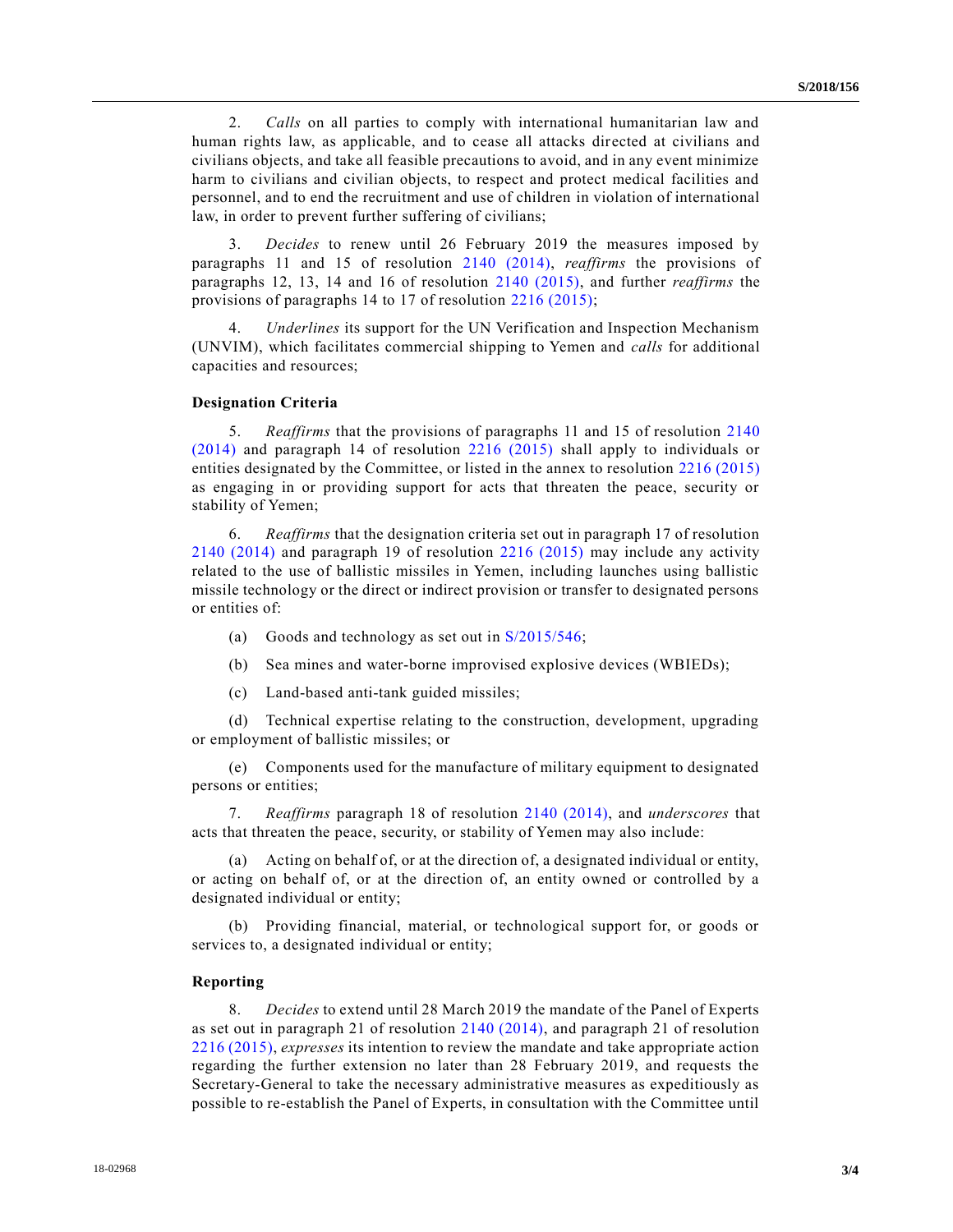2. *Calls* on all parties to comply with international humanitarian law and human rights law, as applicable, and to cease all attacks directed at civilians and civilians objects, and take all feasible precautions to avoid, and in any event minimize harm to civilians and civilian objects, to respect and protect medical facilities and personnel, and to end the recruitment and use of children in violation of international law, in order to prevent further suffering of civilians;

3. *Decides* to renew until 26 February 2019 the measures imposed by paragraphs 11 and 15 of resolution 2140 (2014), *reaffirms* the provisions of paragraphs 12, 13, 14 and 16 of resolution 2140 (2015), and further *reaffirms* the provisions of paragraphs 14 to 17 of resolution 2216 (2015);

4. *Underlines* its support for the UN Verification and Inspection Mechanism (UNVIM), which facilitates commercial shipping to Yemen and *calls* for additional capacities and resources;

**Designation Criteria**

5. *Reaffirms* that the provisions of paragraphs 11 and 15 of resolution 2140 (2014) and paragraph 14 of resolution 2216 (2015) shall apply to individuals or entities designated by the Committee, or listed in the annex to resolution 2216 (2015) as engaging in or providing support for acts that threaten the peace, security or stability of Yemen;

6. *Reaffirms* that the designation criteria set out in paragraph 17 of resolution 2140 (2014) and paragraph 19 of resolution 2216 (2015) may include any activity related to the use of ballistic missiles in Yemen, including launches using ballistic missile technology or the direct or indirect provision or transfer to designated persons or entities of:

(a) Goods and technology as set out in S/2015/546;

(b) Sea mines and water-borne improvised explosive devices (WBIEDs);

(c) Land-based anti-tank guided missiles;

(d) Technical expertise relating to the construction, development, upgrading or employment of ballistic missiles; or

(e) Components used for the manufacture of military equipment to designated persons or entities;

7. *Reaffirms* paragraph 18 of resolution 2140 (2014), and *underscores* that acts that threaten the peace, security, or stability of Yemen may also include:

(a) Acting on behalf of, or at the direction of, a designated individual or entity, or acting on behalf of, or at the direction of, an entity owned or controlled by a designated individual or entity;

(b) Providing financial, material, or technological support for, or goods or services to, a designated individual or entity;

**Reporting**

8. *Decides* to extend until 28 March 2019 the mandate of the Panel of Experts as set out in paragraph 21 of resolution 2140 (2014), and paragraph 21 of resolution 2216 (2015), *expresses* its intention to review the mandate and take appropriate action regarding the further extension no later than 28 February 2019, and requests the Secretary-General to take the necessary administrative measures as expeditiously as possible to re-establish the Panel of Experts, in consultation with the Committee until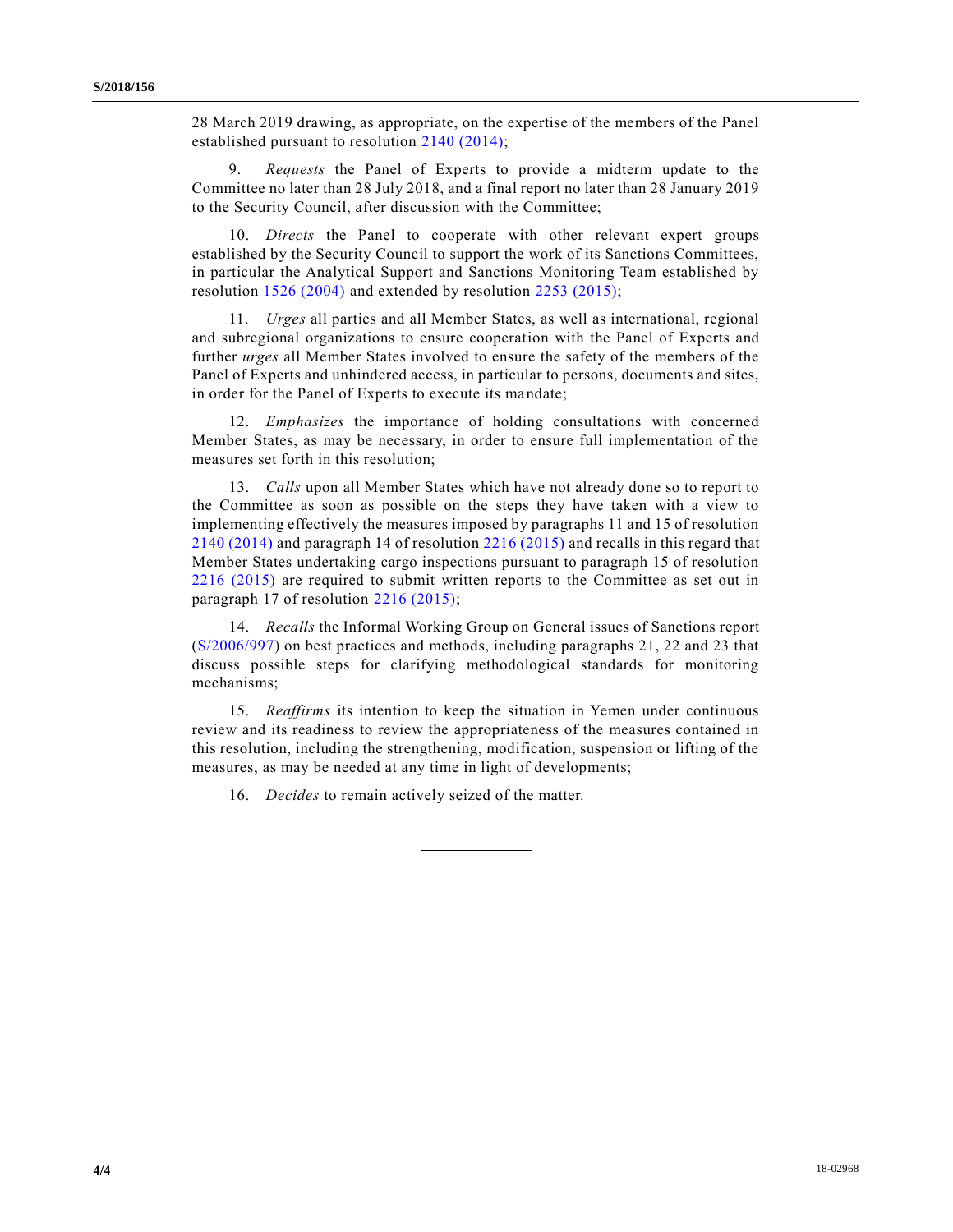28 March 2019 drawing, as appropriate, on the expertise of the members of the Panel established pursuant to resolution 2140 (2014);

9. *Requests* the Panel of Experts to provide a midterm update to the Committee no later than 28 July 2018, and a final report no later than 28 January 2019 to the Security Council, after discussion with the Committee;

10. *Directs* the Panel to cooperate with other relevant expert groups established by the Security Council to support the work of its Sanctions Committees, in particular the Analytical Support and Sanctions Monitoring Team established by resolution 1526 (2004) and extended by resolution 2253 (2015);

11. *Urges* all parties and all Member States, as well as international, regional and subregional organizations to ensure cooperation with the Panel of Experts and further *urges* all Member States involved to ensure the safety of the members of the Panel of Experts and unhindered access, in particular to persons, documents and sites, in order for the Panel of Experts to execute its mandate;

12. *Emphasizes* the importance of holding consultations with concerned Member States, as may be necessary, in order to ensure full implementation of the measures set forth in this resolution;

13. *Calls* upon all Member States which have not already done so to report to the Committee as soon as possible on the steps they have taken with a view to implementing effectively the measures imposed by paragraphs 11 and 15 of resolution 2140 (2014) and paragraph 14 of resolution 2216 (2015) and recalls in this regard that Member States undertaking cargo inspections pursuant to paragraph 15 of resolution 2216 (2015) are required to submit written reports to the Committee as set out in paragraph 17 of resolution 2216 (2015);

14. *Recalls* the Informal Working Group on General issues of Sanctions report (S/2006/997) on best practices and methods, including paragraphs 21, 22 and 23 that discuss possible steps for clarifying methodological standards for monitoring mechanisms;

15. *Reaffirms* its intention to keep the situation in Yemen under continuous review and its readiness to review the appropriateness of the measures contained in this resolution, including the strengthening, modification, suspension or lifting of the measures, as may be needed at any time in light of developments;

16. *Decides* to remain actively seized of the matter.